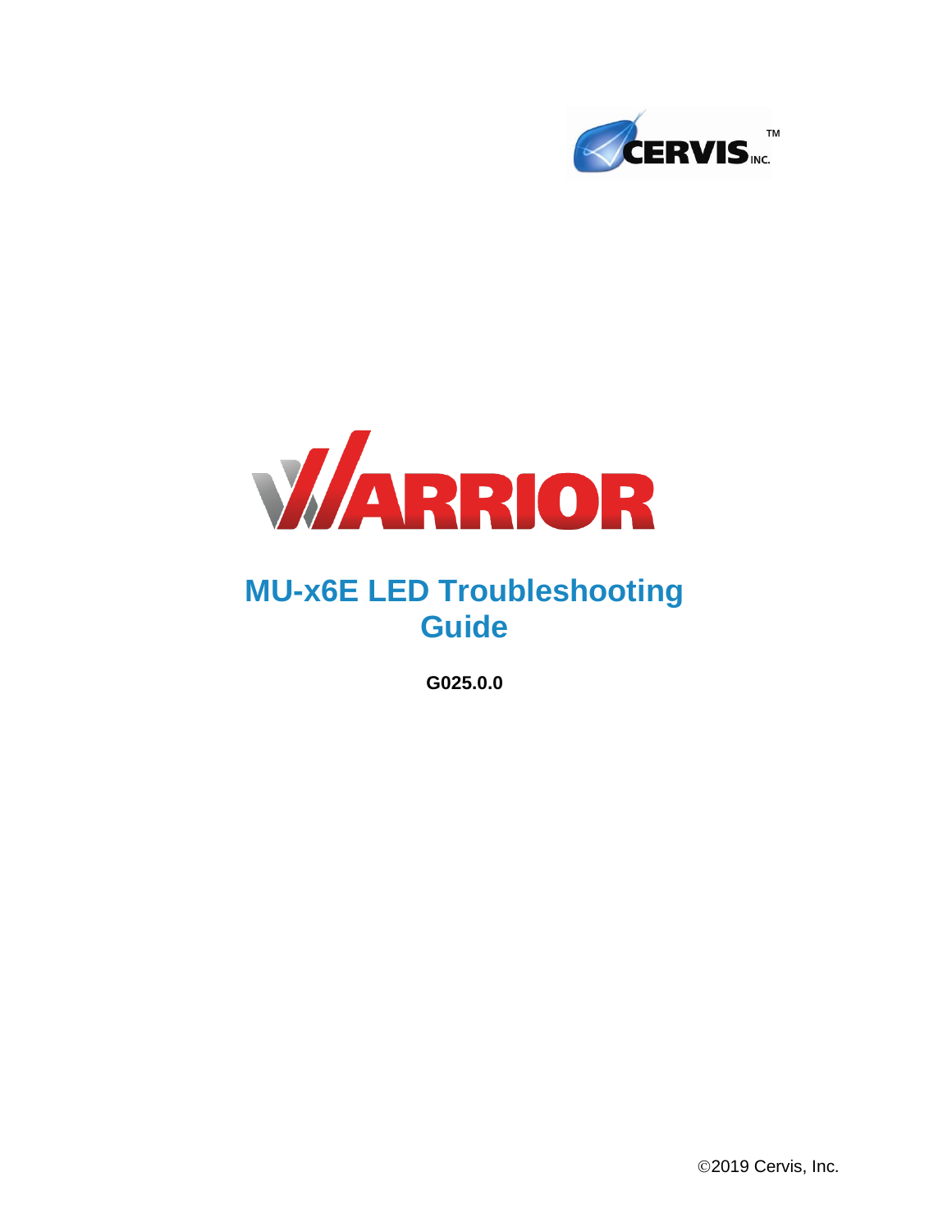CERVIS INC.™

WARRIOR

# MU-x6E LED Troubleshooting Guide

**G025.0.0**

©2019 Cervis, Inc.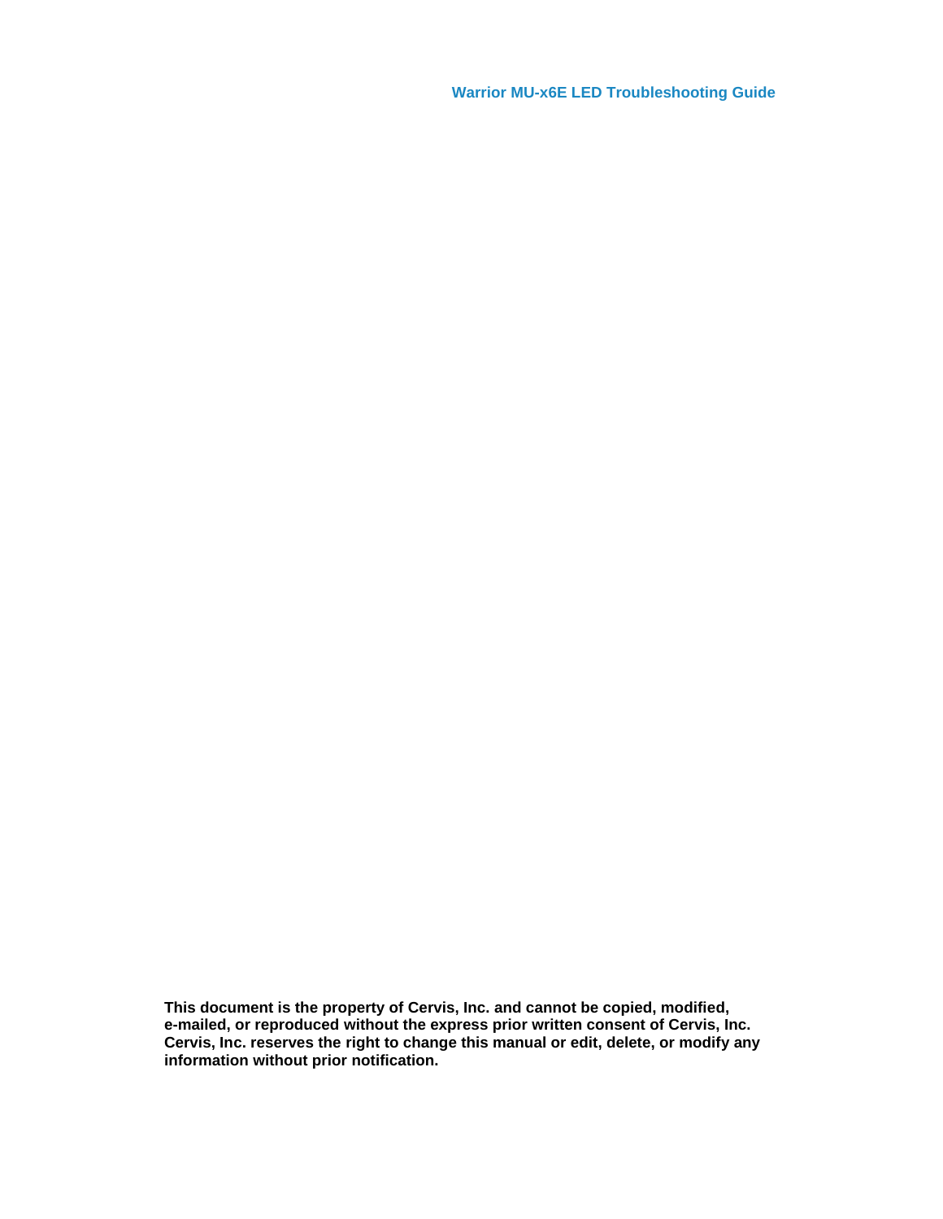**This document is the property of Cervis, Inc. and cannot be copied, modified, e-mailed, or reproduced without the express prior written consent of Cervis, Inc. Cervis, Inc. reserves the right to change this manual or edit, delete, or modify any information without prior notification.**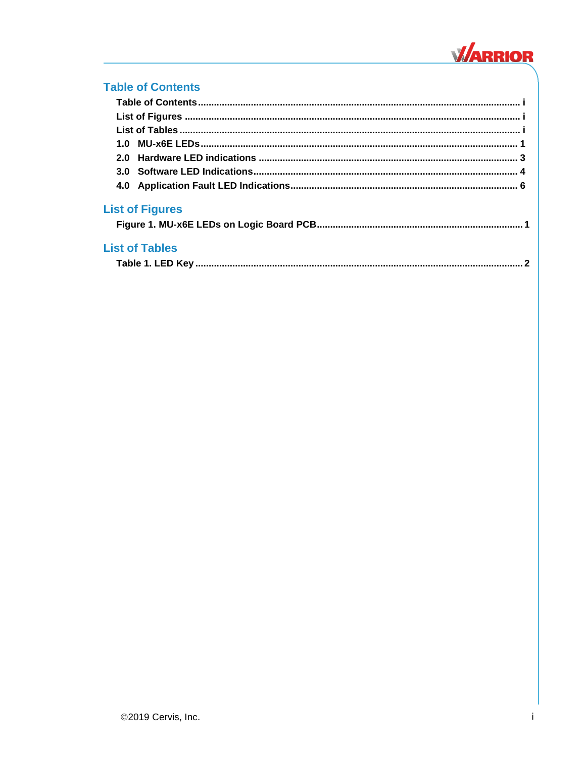# Table of Contents

Table of Contents ........................................................................................................ i

List of Figures ............................................................................................................ i

List of Tables .............................................................................................................. i

1.0 MU-x6E LEDs......................................................................................................... 1

2.0 Hardware LED indications .................................................................................. 3

3.0 Software LED Indications.................................................................................... 4

4.0 Application Fault LED Indications...................................................................... 6

# List of Figures

Figure 1. MU-x6E LEDs on Logic Board PCB............................................................................. 1

# List of Tables

Table 1. LED Key ........................................................................................................... 2

©2019 Cervis, Inc.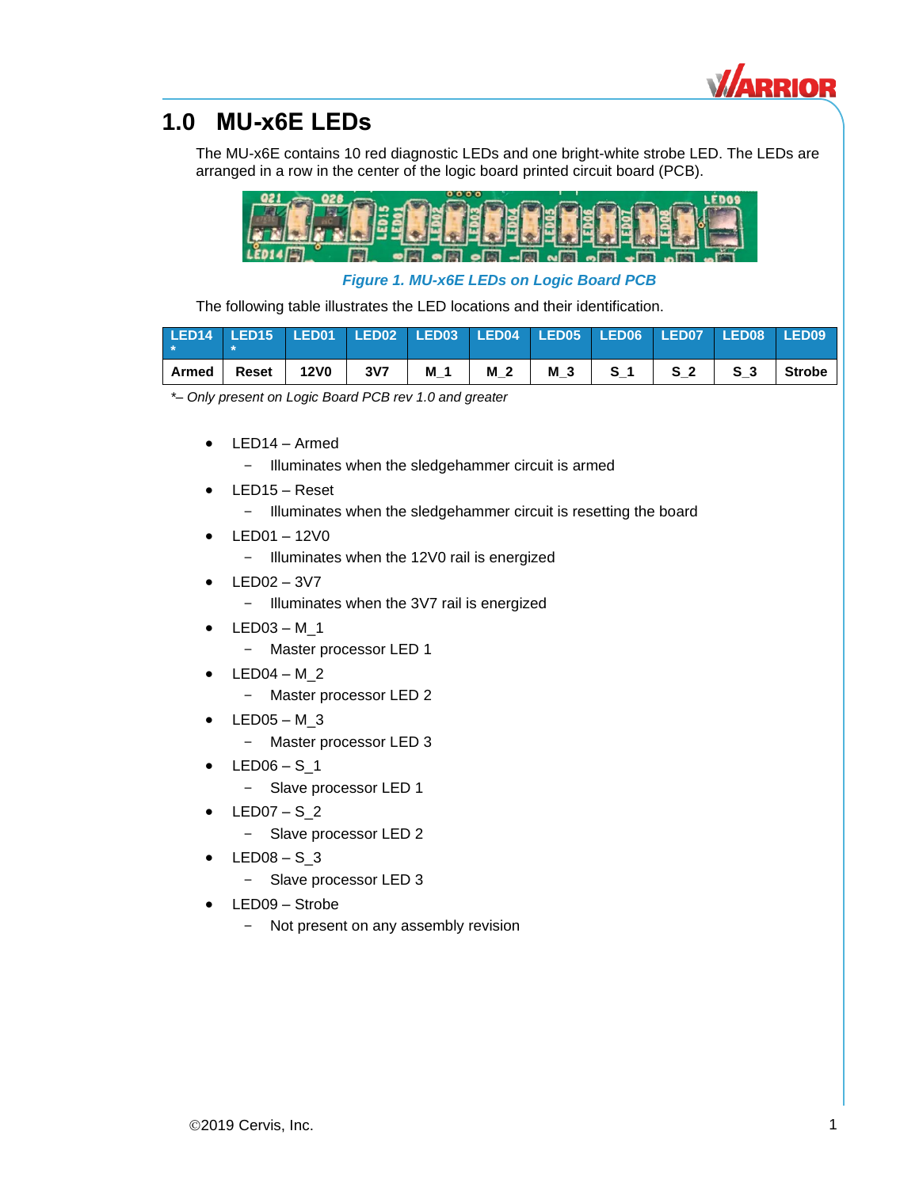# 1.0 MU-x6E LEDs

The MU-x6E contains 10 red diagnostic LEDs and one bright-white strobe LED. The LEDs are arranged in a row in the center of the logic board printed circuit board (PCB).

*Figure 1. MU-x6E LEDs on Logic Board PCB*

The following table illustrates the LED locations and their identification.

| LED14 * | LED15 * | LED01 | LED02 | LED03 | LED04 | LED05 | LED06 | LED07 | LED08 | LED09 |
|---|---|---|---|---|---|---|---|---|---|---|
| Armed | Reset | 12V0 | 3V7 | M_1 | M_2 | M_3 | S_1 | S_2 | S_3 | Strobe |

*\*– Only present on Logic Board PCB rev 1.0 and greater*

- LED14 – Armed
  - Illuminates when the sledgehammer circuit is armed
- LED15 – Reset
  - Illuminates when the sledgehammer circuit is resetting the board
- LED01 – 12V0
  - Illuminates when the 12V0 rail is energized
- LED02 – 3V7
  - Illuminates when the 3V7 rail is energized
- LED03 – M_1
  - Master processor LED 1
- LED04 – M_2
  - Master processor LED 2
- LED05 – M_3
  - Master processor LED 3
- LED06 – S_1
  - Slave processor LED 1
- LED07 – S_2
  - Slave processor LED 2
- LED08 – S_3
  - Slave processor LED 3
- LED09 – Strobe
  - Not present on any assembly revision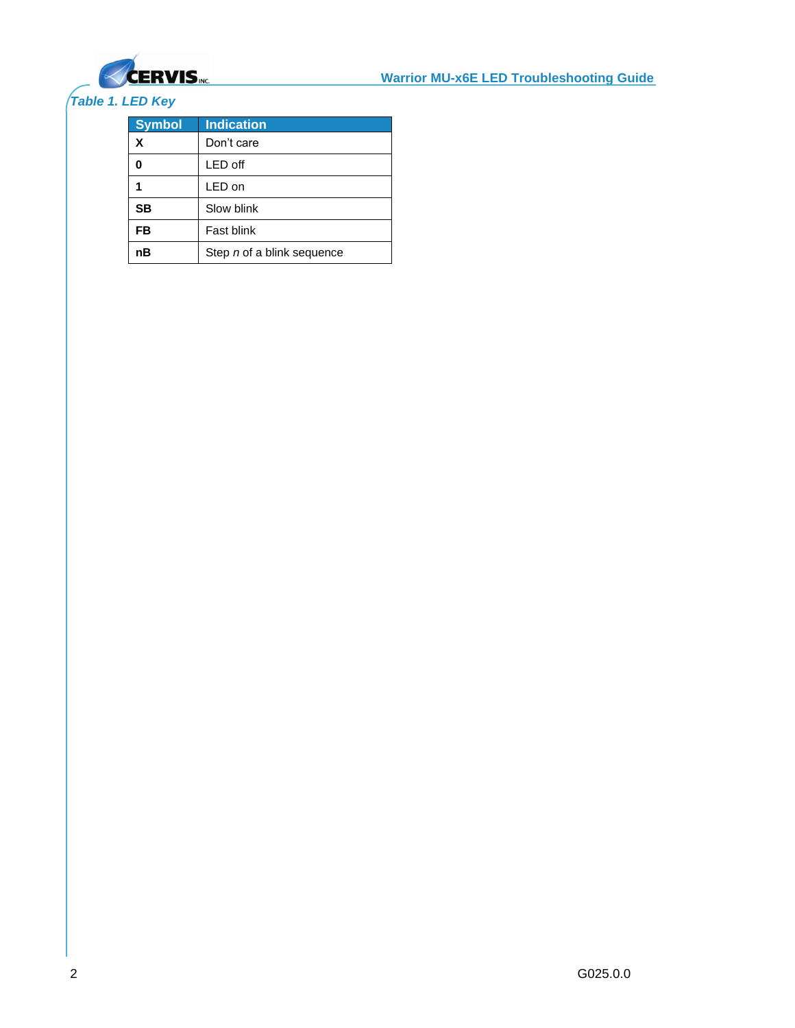*Table 1. LED Key*

| Symbol | Indication |
| --- | --- |
| **X** | Don't care |
| **0** | LED off |
| **1** | LED on |
| **SB** | Slow blink |
| **FB** | Fast blink |
| **nB** | Step *n* of a blink sequence |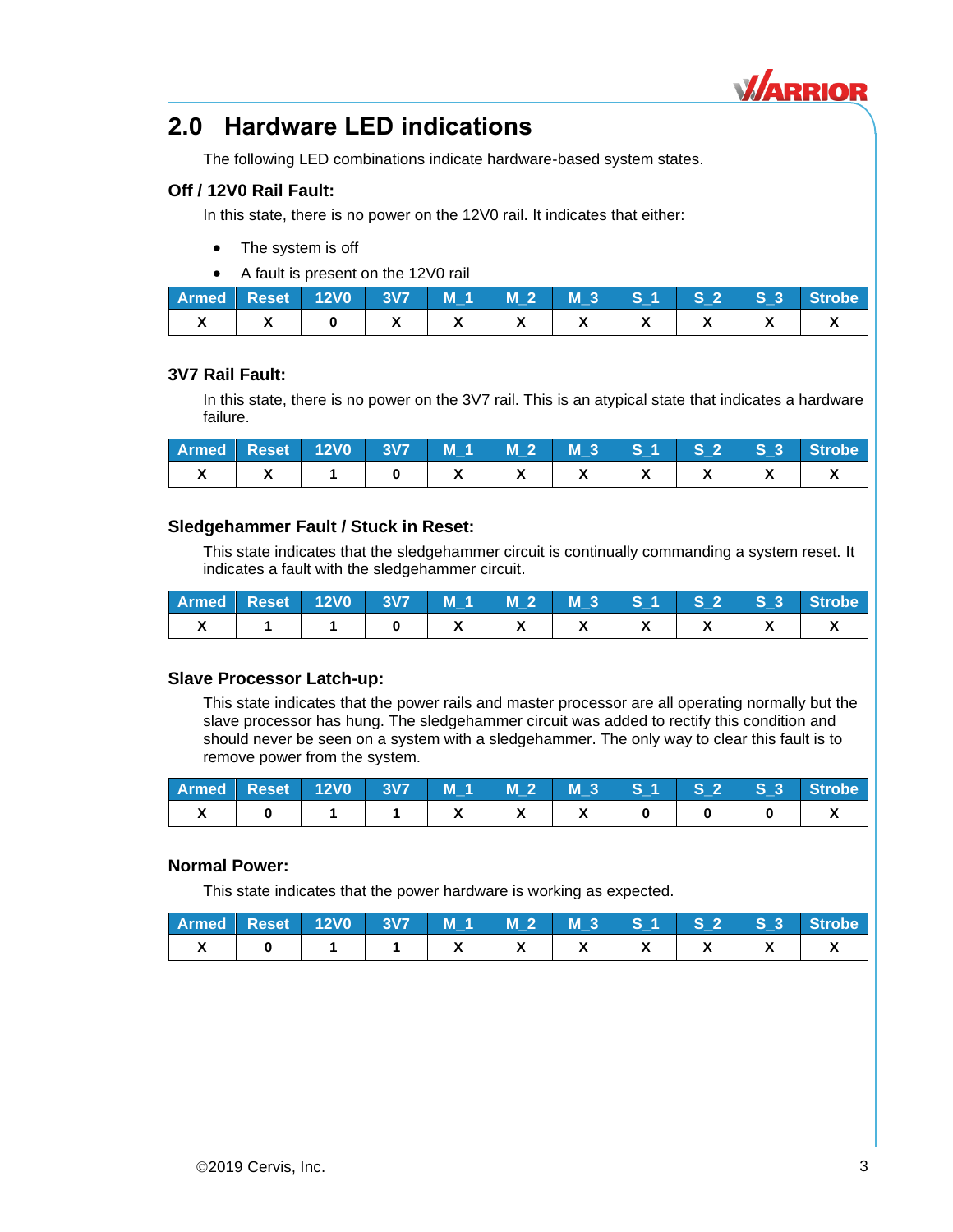## 2.0 Hardware LED indications

The following LED combinations indicate hardware-based system states.

### Off / 12V0 Rail Fault:

In this state, there is no power on the 12V0 rail. It indicates that either:

- The system is off
- A fault is present on the 12V0 rail

| Armed | Reset | 12V0 | 3V7 | M_1 | M_2 | M_3 | S_1 | S_2 | S_3 | Strobe |
|---|---|---|---|---|---|---|---|---|---|---|
| X | X | 0 | X | X | X | X | X | X | X | X |

### 3V7 Rail Fault:

In this state, there is no power on the 3V7 rail. This is an atypical state that indicates a hardware failure.

| Armed | Reset | 12V0 | 3V7 | M_1 | M_2 | M_3 | S_1 | S_2 | S_3 | Strobe |
|---|---|---|---|---|---|---|---|---|---|---|
| X | X | 1 | 0 | X | X | X | X | X | X | X |

### Sledgehammer Fault / Stuck in Reset:

This state indicates that the sledgehammer circuit is continually commanding a system reset. It indicates a fault with the sledgehammer circuit.

| Armed | Reset | 12V0 | 3V7 | M_1 | M_2 | M_3 | S_1 | S_2 | S_3 | Strobe |
|---|---|---|---|---|---|---|---|---|---|---|
| X | 1 | 1 | 0 | X | X | X | X | X | X | X |

### Slave Processor Latch-up:

This state indicates that the power rails and master processor are all operating normally but the slave processor has hung. The sledgehammer circuit was added to rectify this condition and should never be seen on a system with a sledgehammer. The only way to clear this fault is to remove power from the system.

| Armed | Reset | 12V0 | 3V7 | M_1 | M_2 | M_3 | S_1 | S_2 | S_3 | Strobe |
|---|---|---|---|---|---|---|---|---|---|---|
| X | 0 | 1 | 1 | X | X | X | 0 | 0 | 0 | X |

### Normal Power:

This state indicates that the power hardware is working as expected.

| Armed | Reset | 12V0 | 3V7 | M_1 | M_2 | M_3 | S_1 | S_2 | S_3 | Strobe |
|---|---|---|---|---|---|---|---|---|---|---|
| X | 0 | 1 | 1 | X | X | X | X | X | X | X |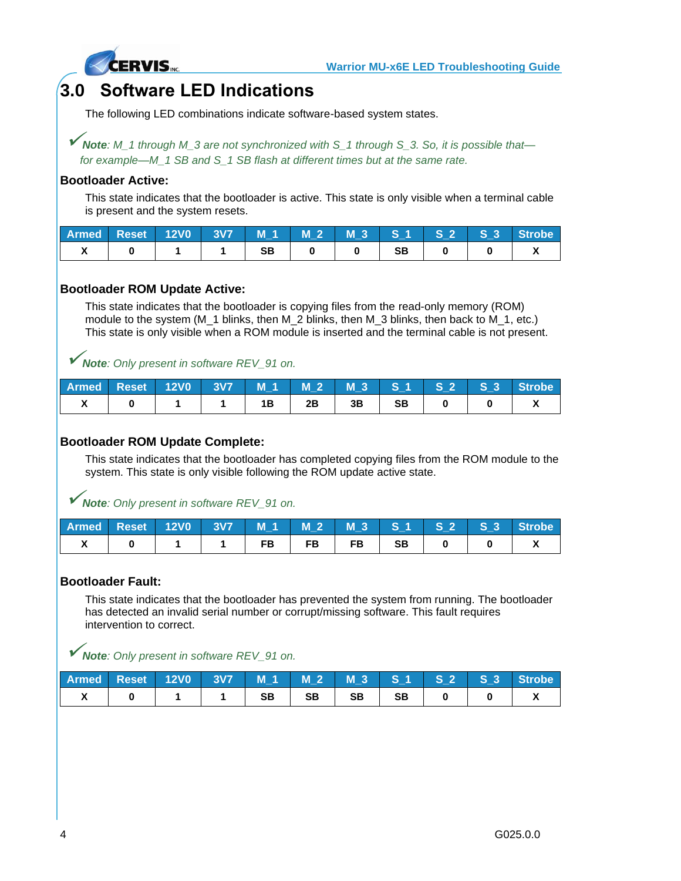# 3.0 Software LED Indications

The following LED combinations indicate software-based system states.

✓*Note: M_1 through M_3 are not synchronized with S_1 through S_3. So, it is possible that—for example—M_1 SB and S_1 SB flash at different times but at the same rate.*

### Bootloader Active:

This state indicates that the bootloader is active. This state is only visible when a terminal cable is present and the system resets.

| Armed | Reset | 12V0 | 3V7 | M_1 | M_2 | M_3 | S_1 | S_2 | S_3 | Strobe |
|---|---|---|---|---|---|---|---|---|---|---|
| X | 0 | 1 | 1 | SB | 0 | 0 | SB | 0 | 0 | X |

### Bootloader ROM Update Active:

This state indicates that the bootloader is copying files from the read-only memory (ROM) module to the system (M_1 blinks, then M_2 blinks, then M_3 blinks, then back to M_1, etc.) This state is only visible when a ROM module is inserted and the terminal cable is not present.

✓*Note: Only present in software REV_91 on.*

| Armed | Reset | 12V0 | 3V7 | M_1 | M_2 | M_3 | S_1 | S_2 | S_3 | Strobe |
|---|---|---|---|---|---|---|---|---|---|---|
| X | 0 | 1 | 1 | 1B | 2B | 3B | SB | 0 | 0 | X |

### Bootloader ROM Update Complete:

This state indicates that the bootloader has completed copying files from the ROM module to the system. This state is only visible following the ROM update active state.

✓*Note: Only present in software REV_91 on.*

| Armed | Reset | 12V0 | 3V7 | M_1 | M_2 | M_3 | S_1 | S_2 | S_3 | Strobe |
|---|---|---|---|---|---|---|---|---|---|---|
| X | 0 | 1 | 1 | FB | FB | FB | SB | 0 | 0 | X |

### Bootloader Fault:

This state indicates that the bootloader has prevented the system from running. The bootloader has detected an invalid serial number or corrupt/missing software. This fault requires intervention to correct.

✓*Note: Only present in software REV_91 on.*

| Armed | Reset | 12V0 | 3V7 | M_1 | M_2 | M_3 | S_1 | S_2 | S_3 | Strobe |
|---|---|---|---|---|---|---|---|---|---|---|
| X | 0 | 1 | 1 | SB | SB | SB | SB | 0 | 0 | X |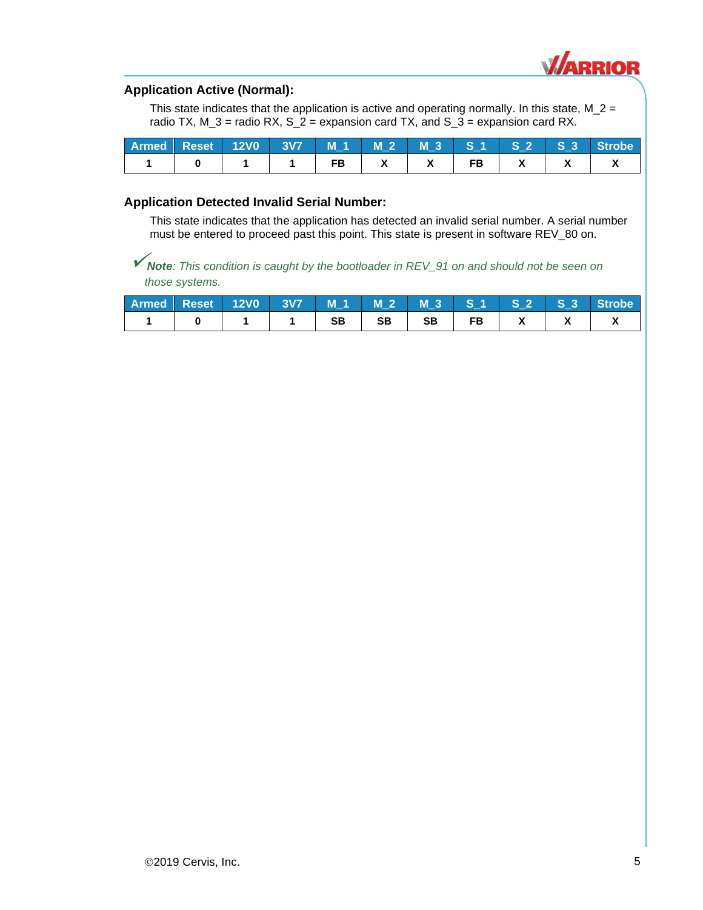## Application Active (Normal):

This state indicates that the application is active and operating normally. In this state, M_2 = radio TX, M_3 = radio RX, S_2 = expansion card TX, and S_3 = expansion card RX.

| Armed | Reset | 12V0 | 3V7 | M_1 | M_2 | M_3 | S_1 | S_2 | S_3 | Strobe |
|---|---|---|---|---|---|---|---|---|---|---|
| 1 | 0 | 1 | 1 | FB | X | X | FB | X | X | X |

## Application Detected Invalid Serial Number:

This state indicates that the application has detected an invalid serial number. A serial number must be entered to proceed past this point. This state is present in software REV_80 on.

✓***Note****: This condition is caught by the bootloader in REV_91 on and should not be seen on those systems.*

| Armed | Reset | 12V0 | 3V7 | M_1 | M_2 | M_3 | S_1 | S_2 | S_3 | Strobe |
|---|---|---|---|---|---|---|---|---|---|---|
| 1 | 0 | 1 | 1 | SB | SB | SB | FB | X | X | X |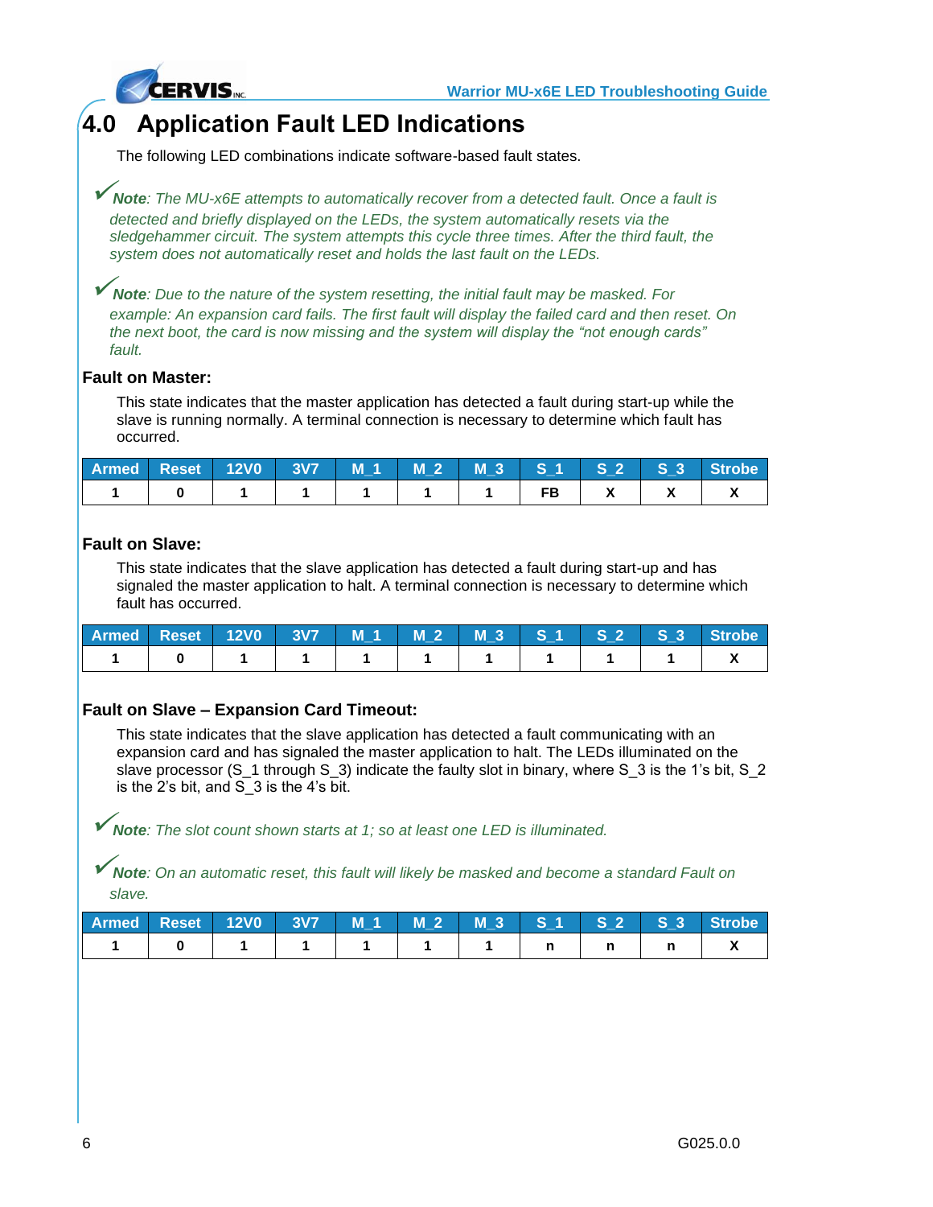# 4.0 Application Fault LED Indications

The following LED combinations indicate software-based fault states.

✓***Note**: The MU-x6E attempts to automatically recover from a detected fault. Once a fault is detected and briefly displayed on the LEDs, the system automatically resets via the sledgehammer circuit. The system attempts this cycle three times. After the third fault, the system does not automatically reset and holds the last fault on the LEDs.*

✓***Note**: Due to the nature of the system resetting, the initial fault may be masked. For example: An expansion card fails. The first fault will display the failed card and then reset. On the next boot, the card is now missing and the system will display the "not enough cards" fault.*

### Fault on Master:

This state indicates that the master application has detected a fault during start-up while the slave is running normally. A terminal connection is necessary to determine which fault has occurred.

| Armed | Reset | 12V0 | 3V7 | M_1 | M_2 | M_3 | S_1 | S_2 | S_3 | Strobe |
|---|---|---|---|---|---|---|---|---|---|---|
| 1 | 0 | 1 | 1 | 1 | 1 | 1 | FB | X | X | X |

### Fault on Slave:

This state indicates that the slave application has detected a fault during start-up and has signaled the master application to halt. A terminal connection is necessary to determine which fault has occurred.

| Armed | Reset | 12V0 | 3V7 | M_1 | M_2 | M_3 | S_1 | S_2 | S_3 | Strobe |
|---|---|---|---|---|---|---|---|---|---|---|
| 1 | 0 | 1 | 1 | 1 | 1 | 1 | 1 | 1 | 1 | X |

### Fault on Slave – Expansion Card Timeout:

This state indicates that the slave application has detected a fault communicating with an expansion card and has signaled the master application to halt. The LEDs illuminated on the slave processor (S_1 through S_3) indicate the faulty slot in binary, where S_3 is the 1's bit, S_2 is the 2's bit, and S_3 is the 4's bit.

✓***Note**: The slot count shown starts at 1; so at least one LED is illuminated.*

✓***Note**: On an automatic reset, this fault will likely be masked and become a standard Fault on slave.*

| Armed | Reset | 12V0 | 3V7 | M_1 | M_2 | M_3 | S_1 | S_2 | S_3 | Strobe |
|---|---|---|---|---|---|---|---|---|---|---|
| 1 | 0 | 1 | 1 | 1 | 1 | 1 | n | n | n | X |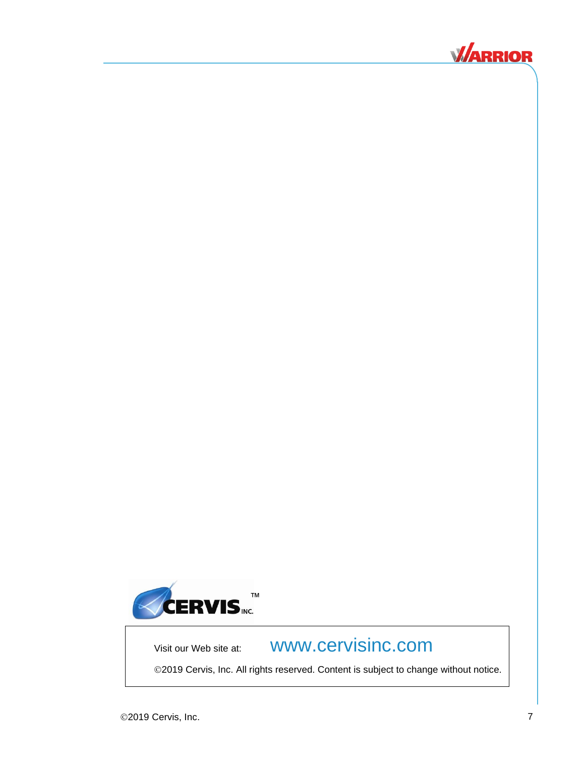CERVIS INC.™

Visit our Web site at: www.cervisinc.com

©2019 Cervis, Inc. All rights reserved. Content is subject to change without notice.